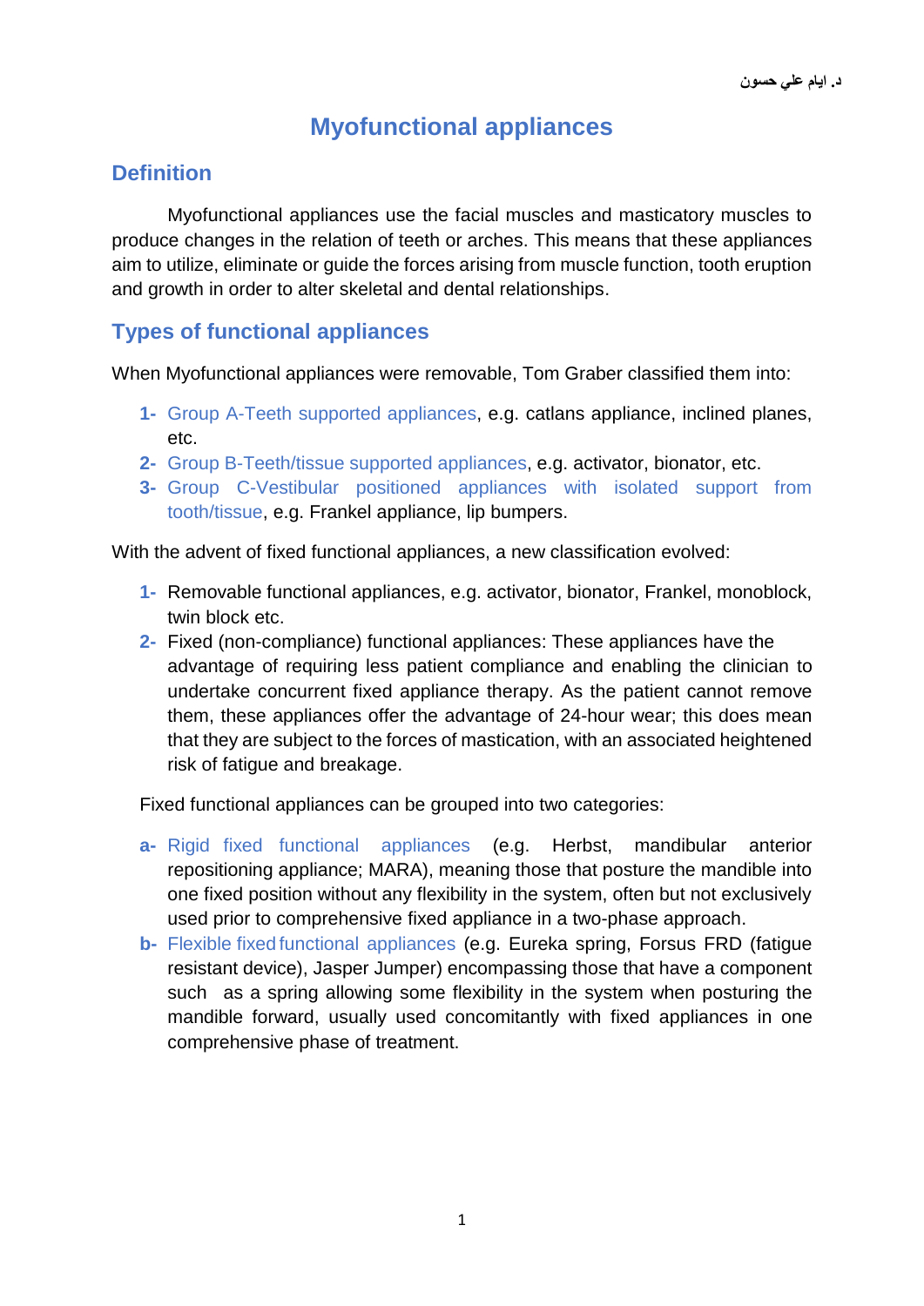د. ايام علي حسون

# Myofunctional appliances

## Definition

Myofunctional appliances use the facial muscles and masticatory muscles to produce changes in the relation of teeth or arches. This means that these appliances aim to utilize, eliminate or guide the forces arising from muscle function, tooth eruption and growth in order to alter skeletal and dental relationships.

## Types of functional appliances

When Myofunctional appliances were removable, Tom Graber classified them into:

1- Group A-Teeth supported appliances, e.g. catlans appliance, inclined planes, etc.
2- Group B-Teeth/tissue supported appliances, e.g. activator, bionator, etc.
3- Group C-Vestibular positioned appliances with isolated support from tooth/tissue, e.g. Frankel appliance, lip bumpers.

With the advent of fixed functional appliances, a new classification evolved:

1- Removable functional appliances, e.g. activator, bionator, Frankel, monoblock, twin block etc.
2- Fixed (non-compliance) functional appliances: These appliances have the advantage of requiring less patient compliance and enabling the clinician to undertake concurrent fixed appliance therapy. As the patient cannot remove them, these appliances offer the advantage of 24-hour wear; this does mean that they are subject to the forces of mastication, with an associated heightened risk of fatigue and breakage.

Fixed functional appliances can be grouped into two categories:

a- Rigid fixed functional appliances (e.g. Herbst, mandibular anterior repositioning appliance; MARA), meaning those that posture the mandible into one fixed position without any flexibility in the system, often but not exclusively used prior to comprehensive fixed appliance in a two-phase approach.
b- Flexible fixed functional appliances (e.g. Eureka spring, Forsus FRD (fatigue resistant device), Jasper Jumper) encompassing those that have a component such as a spring allowing some flexibility in the system when posturing the mandible forward, usually used concomitantly with fixed appliances in one comprehensive phase of treatment.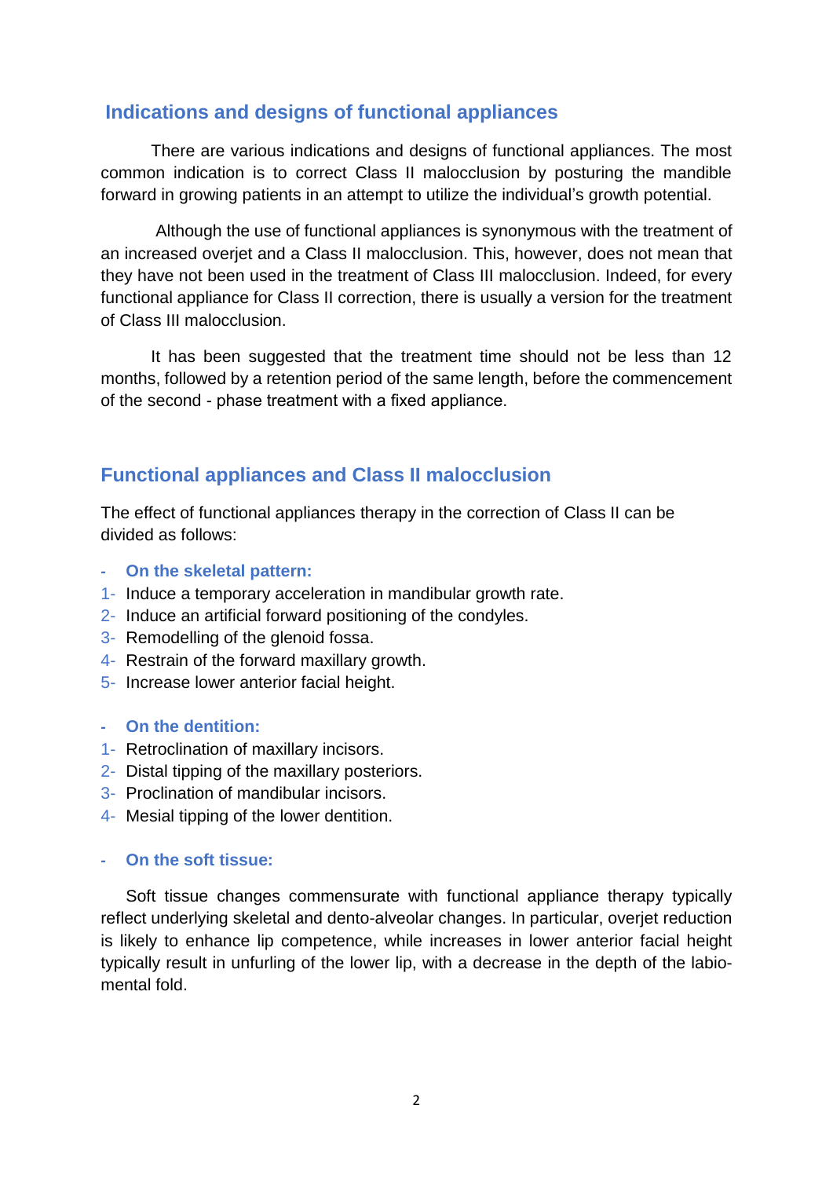## Indications and designs of functional appliances

There are various indications and designs of functional appliances. The most common indication is to correct Class II malocclusion by posturing the mandible forward in growing patients in an attempt to utilize the individual's growth potential.

Although the use of functional appliances is synonymous with the treatment of an increased overjet and a Class II malocclusion. This, however, does not mean that they have not been used in the treatment of Class III malocclusion. Indeed, for every functional appliance for Class II correction, there is usually a version for the treatment of Class III malocclusion.

It has been suggested that the treatment time should not be less than 12 months, followed by a retention period of the same length, before the commencement of the second - phase treatment with a fixed appliance.

## Functional appliances and Class II malocclusion

The effect of functional appliances therapy in the correction of Class II can be divided as follows:

- **On the skeletal pattern:**

1- Induce a temporary acceleration in mandibular growth rate.
2- Induce an artificial forward positioning of the condyles.
3- Remodelling of the glenoid fossa.
4- Restrain of the forward maxillary growth.
5- Increase lower anterior facial height.

- **On the dentition:**

1- Retroclination of maxillary incisors.
2- Distal tipping of the maxillary posteriors.
3- Proclination of mandibular incisors.
4- Mesial tipping of the lower dentition.

- **On the soft tissue:**

Soft tissue changes commensurate with functional appliance therapy typically reflect underlying skeletal and dento-alveolar changes. In particular, overjet reduction is likely to enhance lip competence, while increases in lower anterior facial height typically result in unfurling of the lower lip, with a decrease in the depth of the labio-mental fold.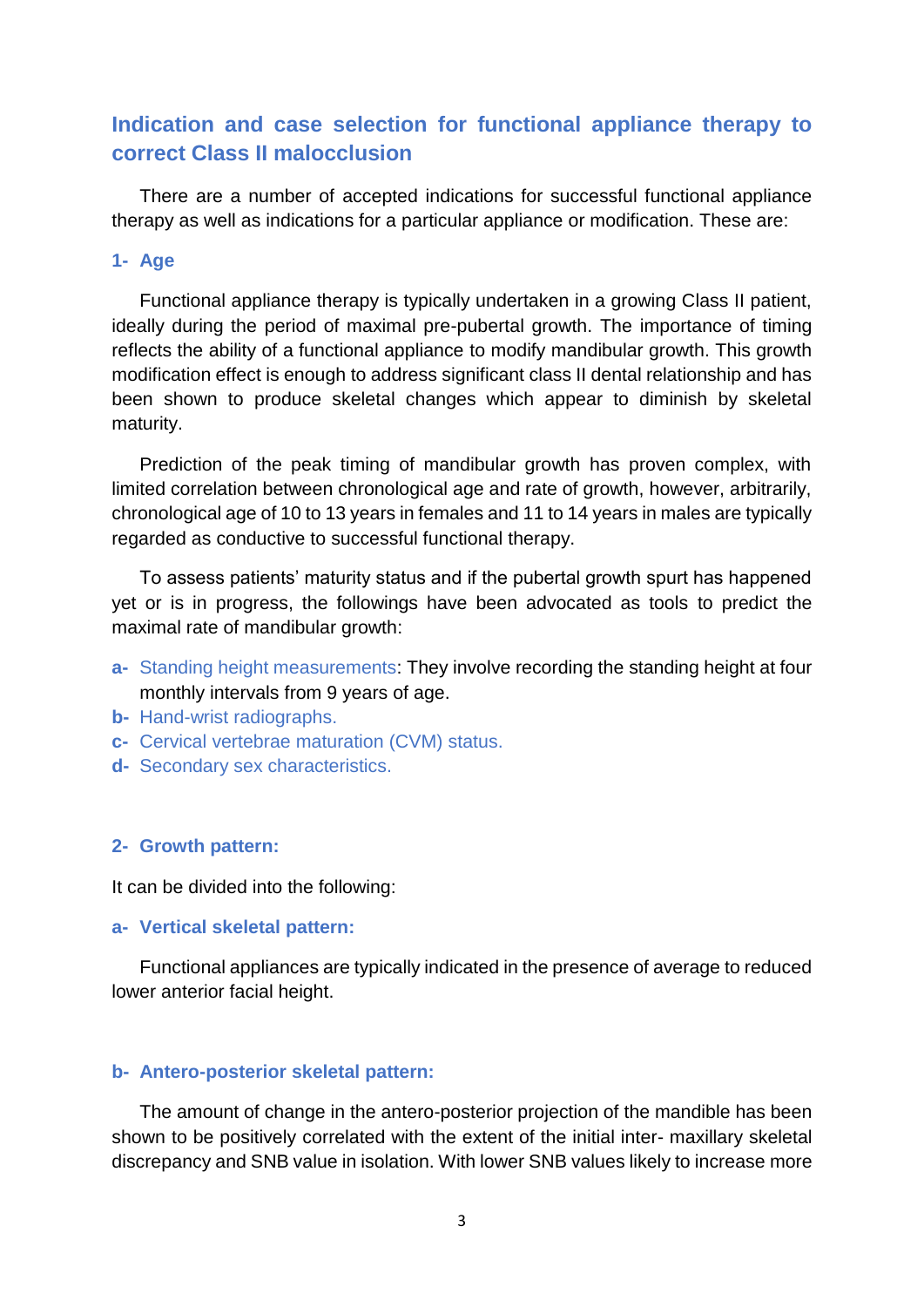## Indication and case selection for functional appliance therapy to correct Class II malocclusion

There are a number of accepted indications for successful functional appliance therapy as well as indications for a particular appliance or modification. These are:

### 1- Age

Functional appliance therapy is typically undertaken in a growing Class II patient, ideally during the period of maximal pre-pubertal growth. The importance of timing reflects the ability of a functional appliance to modify mandibular growth. This growth modification effect is enough to address significant class II dental relationship and has been shown to produce skeletal changes which appear to diminish by skeletal maturity.

Prediction of the peak timing of mandibular growth has proven complex, with limited correlation between chronological age and rate of growth, however, arbitrarily, chronological age of 10 to 13 years in females and 11 to 14 years in males are typically regarded as conductive to successful functional therapy.

To assess patients' maturity status and if the pubertal growth spurt has happened yet or is in progress, the followings have been advocated as tools to predict the maximal rate of mandibular growth:

- **a-** Standing height measurements: They involve recording the standing height at four monthly intervals from 9 years of age.
- **b-** Hand-wrist radiographs.
- **c-** Cervical vertebrae maturation (CVM) status.
- **d-** Secondary sex characteristics.

### 2- Growth pattern:

It can be divided into the following:

#### a- Vertical skeletal pattern:

Functional appliances are typically indicated in the presence of average to reduced lower anterior facial height.

#### b- Antero-posterior skeletal pattern:

The amount of change in the antero-posterior projection of the mandible has been shown to be positively correlated with the extent of the initial inter- maxillary skeletal discrepancy and SNB value in isolation. With lower SNB values likely to increase more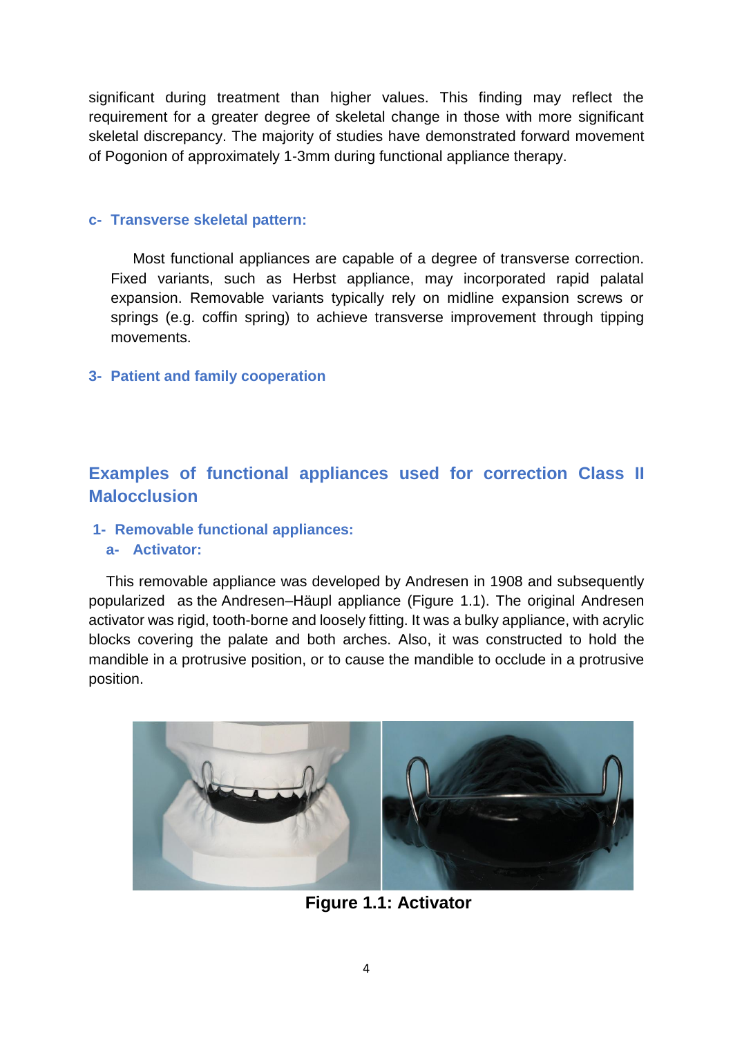significant during treatment than higher values. This finding may reflect the requirement for a greater degree of skeletal change in those with more significant skeletal discrepancy. The majority of studies have demonstrated forward movement of Pogonion of approximately 1-3mm during functional appliance therapy.

#### c- Transverse skeletal pattern:

Most functional appliances are capable of a degree of transverse correction. Fixed variants, such as Herbst appliance, may incorporated rapid palatal expansion. Removable variants typically rely on midline expansion screws or springs (e.g. coffin spring) to achieve transverse improvement through tipping movements.

### 3- Patient and family cooperation

## Examples of functional appliances used for correction Class II Malocclusion

### 1- Removable functional appliances:

#### a- Activator:

This removable appliance was developed by Andresen in 1908 and subsequently popularized as the Andresen–Häupl appliance (Figure 1.1). The original Andresen activator was rigid, tooth-borne and loosely fitting. It was a bulky appliance, with acrylic blocks covering the palate and both arches. Also, it was constructed to hold the mandible in a protrusive position, or to cause the mandible to occlude in a protrusive position.

**Figure 1.1: Activator**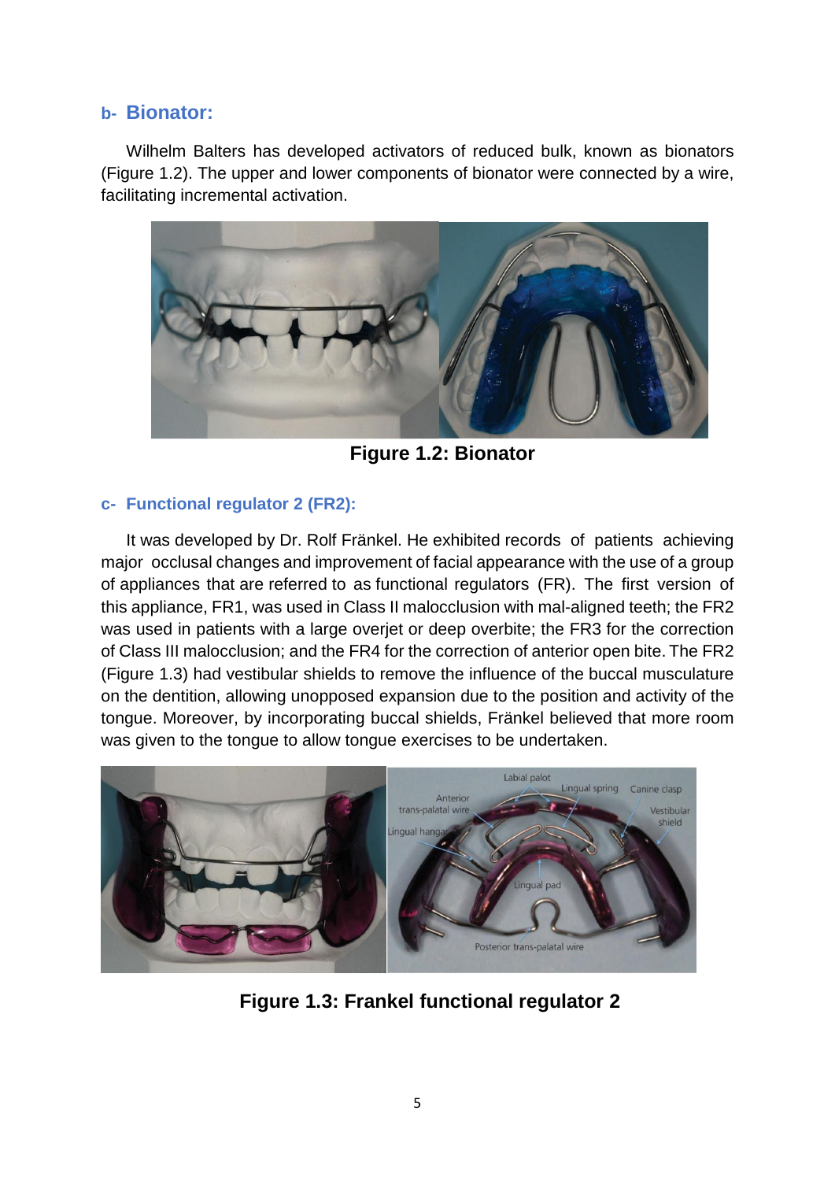### b- Bionator:

Wilhelm Balters has developed activators of reduced bulk, known as bionators (Figure 1.2). The upper and lower components of bionator were connected by a wire, facilitating incremental activation.

**Figure 1.2: Bionator**

### c- Functional regulator 2 (FR2):

It was developed by Dr. Rolf Fränkel. He exhibited records of patients achieving major occlusal changes and improvement of facial appearance with the use of a group of appliances that are referred to as functional regulators (FR). The first version of this appliance, FR1, was used in Class II malocclusion with mal-aligned teeth; the FR2 was used in patients with a large overjet or deep overbite; the FR3 for the correction of Class III malocclusion; and the FR4 for the correction of anterior open bite. The FR2 (Figure 1.3) had vestibular shields to remove the influence of the buccal musculature on the dentition, allowing unopposed expansion due to the position and activity of the tongue. Moreover, by incorporating buccal shields, Fränkel believed that more room was given to the tongue to allow tongue exercises to be undertaken.

**Figure 1.3: Frankel functional regulator 2**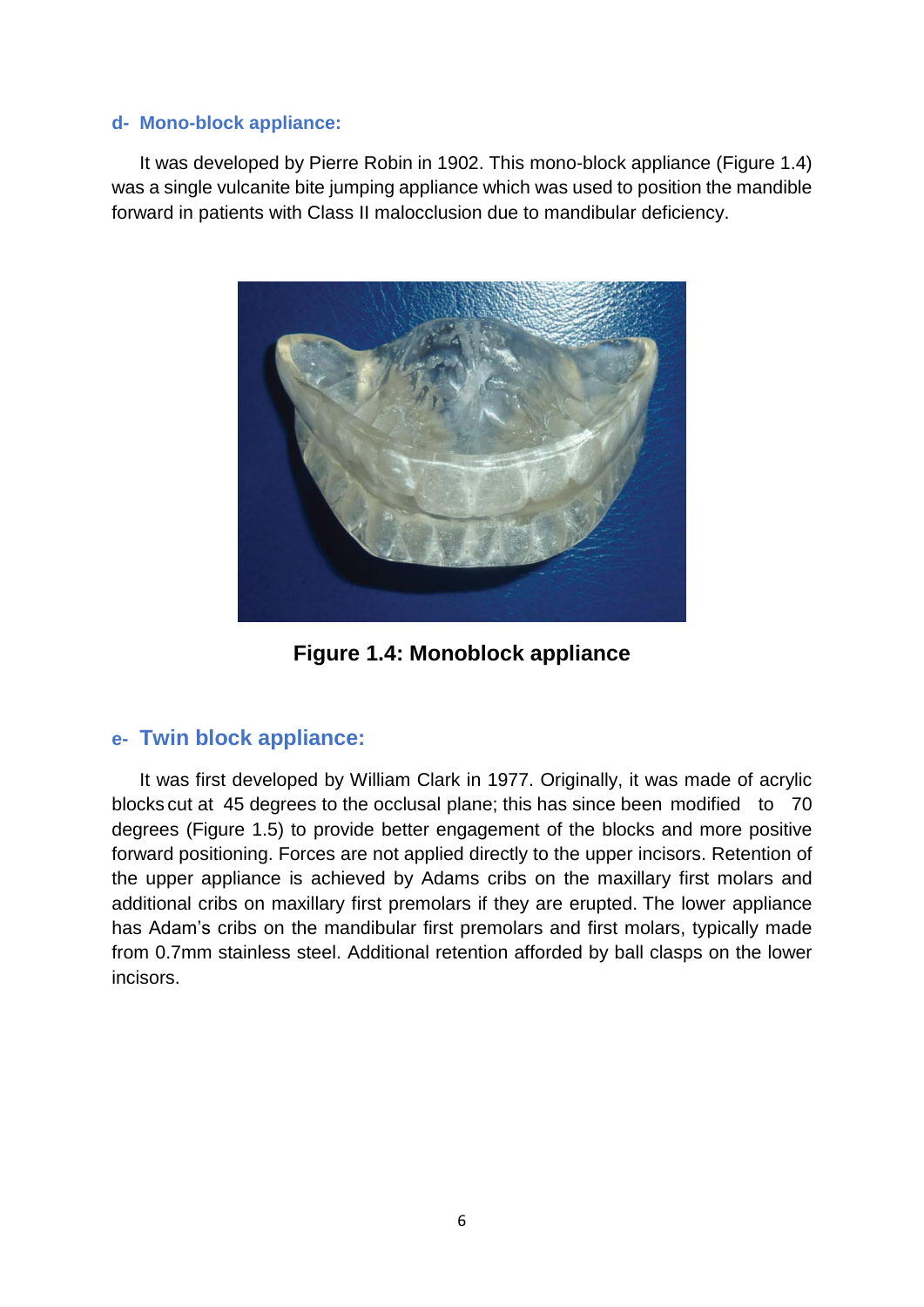### d- Mono-block appliance:

It was developed by Pierre Robin in 1902. This mono-block appliance (Figure 1.4) was a single vulcanite bite jumping appliance which was used to position the mandible forward in patients with Class II malocclusion due to mandibular deficiency.

**Figure 1.4: Monoblock appliance**

### e- Twin block appliance:

It was first developed by William Clark in 1977. Originally, it was made of acrylic blocks cut at 45 degrees to the occlusal plane; this has since been modified to 70 degrees (Figure 1.5) to provide better engagement of the blocks and more positive forward positioning. Forces are not applied directly to the upper incisors. Retention of the upper appliance is achieved by Adams cribs on the maxillary first molars and additional cribs on maxillary first premolars if they are erupted. The lower appliance has Adam's cribs on the mandibular first premolars and first molars, typically made from 0.7mm stainless steel. Additional retention afforded by ball clasps on the lower incisors.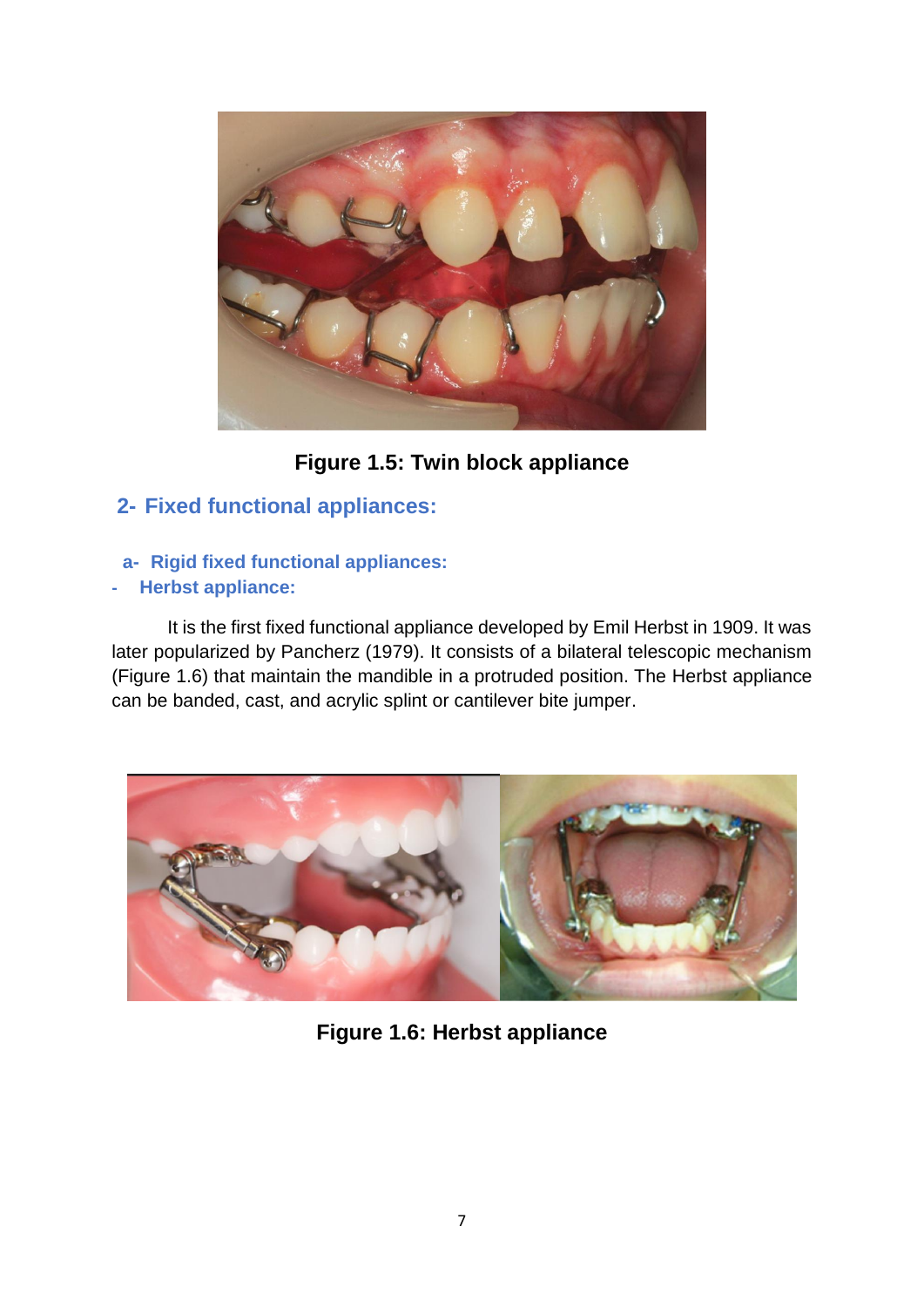Figure 1.5: Twin block appliance

## 2- Fixed functional appliances:

### a- Rigid fixed functional appliances:

#### - Herbst appliance:

It is the first fixed functional appliance developed by Emil Herbst in 1909. It was later popularized by Pancherz (1979). It consists of a bilateral telescopic mechanism (Figure 1.6) that maintain the mandible in a protruded position. The Herbst appliance can be banded, cast, and acrylic splint or cantilever bite jumper.

Figure 1.6: Herbst appliance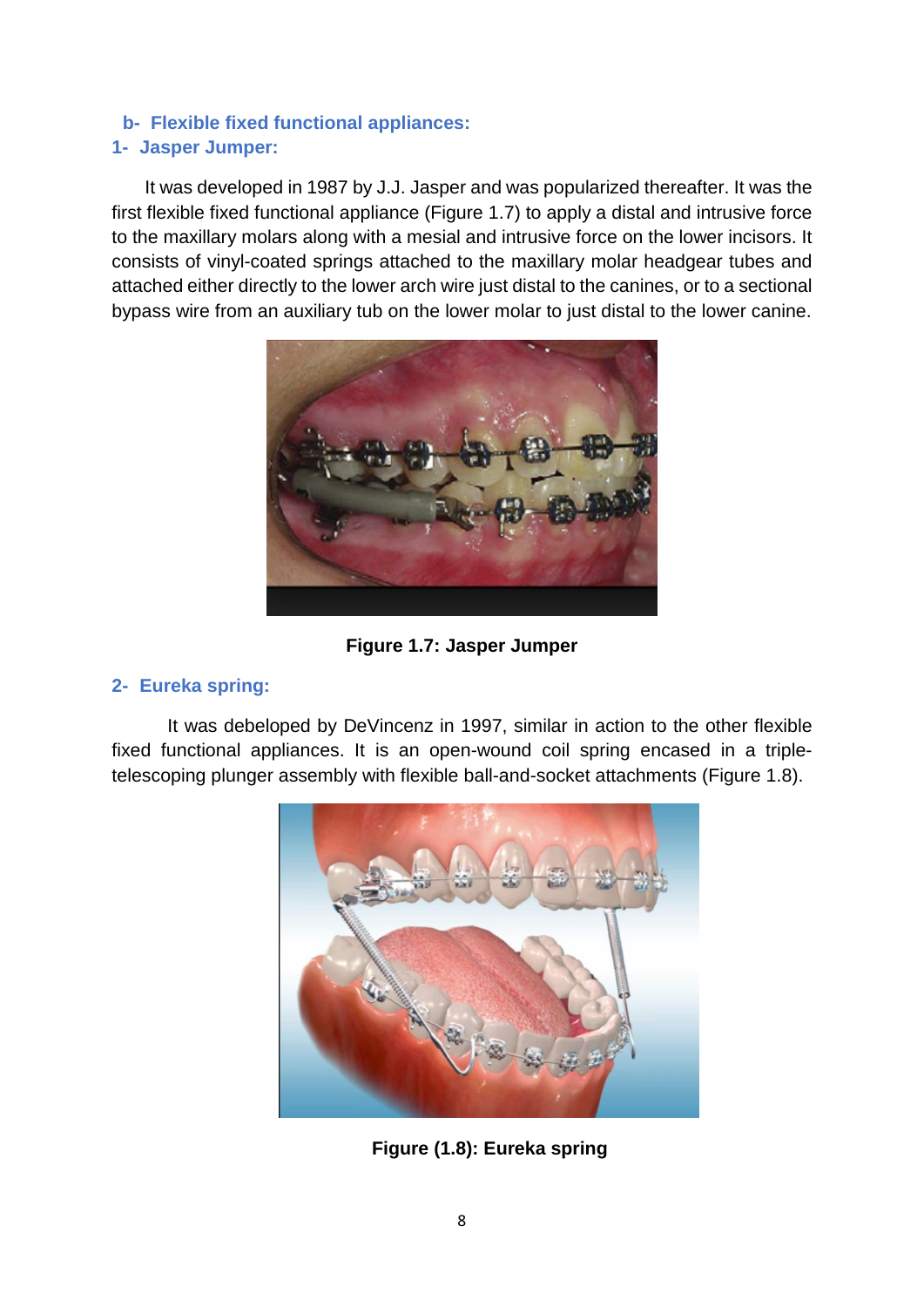### b- Flexible fixed functional appliances:

#### 1- Jasper Jumper:

It was developed in 1987 by J.J. Jasper and was popularized thereafter. It was the first flexible fixed functional appliance (Figure 1.7) to apply a distal and intrusive force to the maxillary molars along with a mesial and intrusive force on the lower incisors. It consists of vinyl-coated springs attached to the maxillary molar headgear tubes and attached either directly to the lower arch wire just distal to the canines, or to a sectional bypass wire from an auxiliary tub on the lower molar to just distal to the lower canine.

**Figure 1.7: Jasper Jumper**

#### 2- Eureka spring:

It was debeloped by DeVincenz in 1997, similar in action to the other flexible fixed functional appliances. It is an open-wound coil spring encased in a triple-telescoping plunger assembly with flexible ball-and-socket attachments (Figure 1.8).

**Figure (1.8): Eureka spring**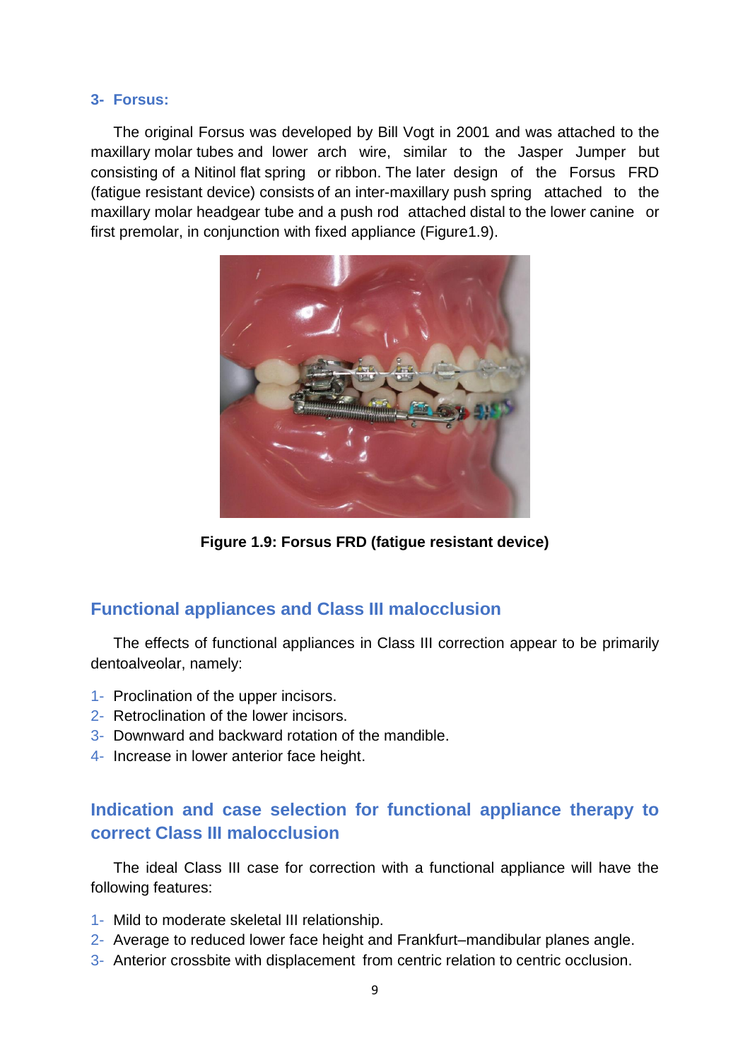### 3- Forsus:

The original Forsus was developed by Bill Vogt in 2001 and was attached to the maxillary molar tubes and lower arch wire, similar to the Jasper Jumper but consisting of a Nitinol flat spring or ribbon. The later design of the Forsus FRD (fatigue resistant device) consists of an inter-maxillary push spring attached to the maxillary molar headgear tube and a push rod attached distal to the lower canine or first premolar, in conjunction with fixed appliance (Figure1.9).

**Figure 1.9: Forsus FRD (fatigue resistant device)**

## Functional appliances and Class III malocclusion

The effects of functional appliances in Class III correction appear to be primarily dentoalveolar, namely:

1- Proclination of the upper incisors.
2- Retroclination of the lower incisors.
3- Downward and backward rotation of the mandible.
4- Increase in lower anterior face height.

## Indication and case selection for functional appliance therapy to correct Class III malocclusion

The ideal Class III case for correction with a functional appliance will have the following features:

1- Mild to moderate skeletal III relationship.
2- Average to reduced lower face height and Frankfurt–mandibular planes angle.
3- Anterior crossbite with displacement from centric relation to centric occlusion.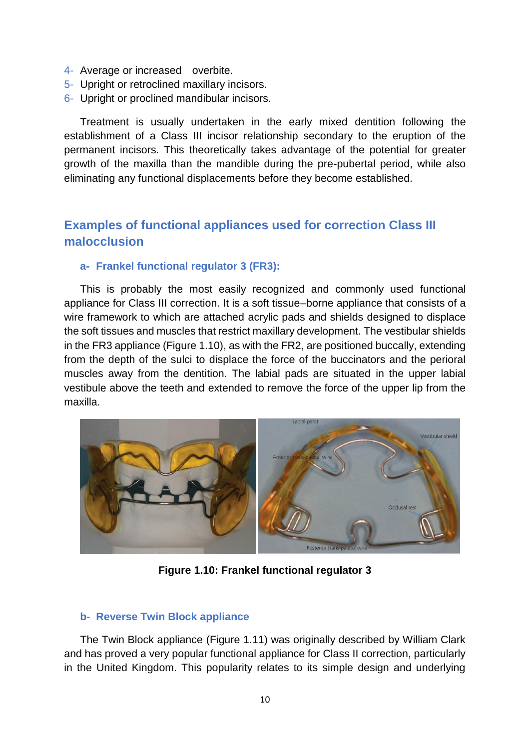4- Average or increased  overbite.
5- Upright or retroclined maxillary incisors.
6- Upright or proclined mandibular incisors.

Treatment is usually undertaken in the early mixed dentition following the establishment of a Class III incisor relationship secondary to the eruption of the permanent incisors. This theoretically takes advantage of the potential for greater growth of the maxilla than the mandible during the pre-pubertal period, while also eliminating any functional displacements before they become established.

## Examples of functional appliances used for correction Class III malocclusion

### a- Frankel functional regulator 3 (FR3):

This is probably the most easily recognized and commonly used functional appliance for Class III correction. It is a soft tissue–borne appliance that consists of a wire framework to which are attached acrylic pads and shields designed to displace the soft tissues and muscles that restrict maxillary development. The vestibular shields in the FR3 appliance (Figure 1.10), as with the FR2, are positioned buccally, extending from the depth of the sulci to displace the force of the buccinators and the perioral muscles away from the dentition. The labial pads are situated in the upper labial vestibule above the teeth and extended to remove the force of the upper lip from the maxilla.

**Figure 1.10: Frankel functional regulator 3**

### b- Reverse Twin Block appliance

The Twin Block appliance (Figure 1.11) was originally described by William Clark and has proved a very popular functional appliance for Class II correction, particularly in the United Kingdom. This popularity relates to its simple design and underlying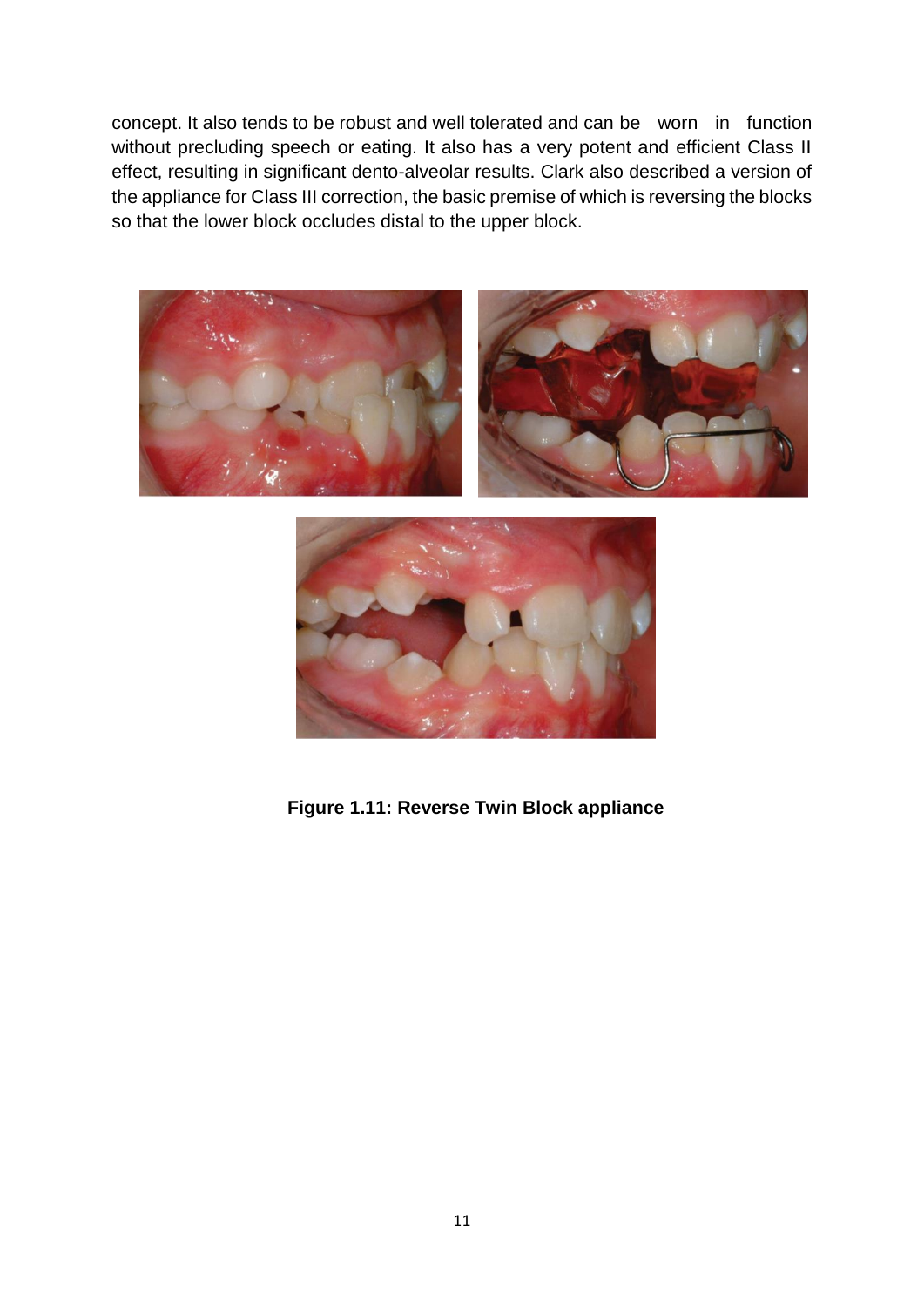concept. It also tends to be robust and well tolerated and can be worn in function without precluding speech or eating. It also has a very potent and efficient Class II effect, resulting in significant dento-alveolar results. Clark also described a version of the appliance for Class III correction, the basic premise of which is reversing the blocks so that the lower block occludes distal to the upper block.

**Figure 1.11: Reverse Twin Block appliance**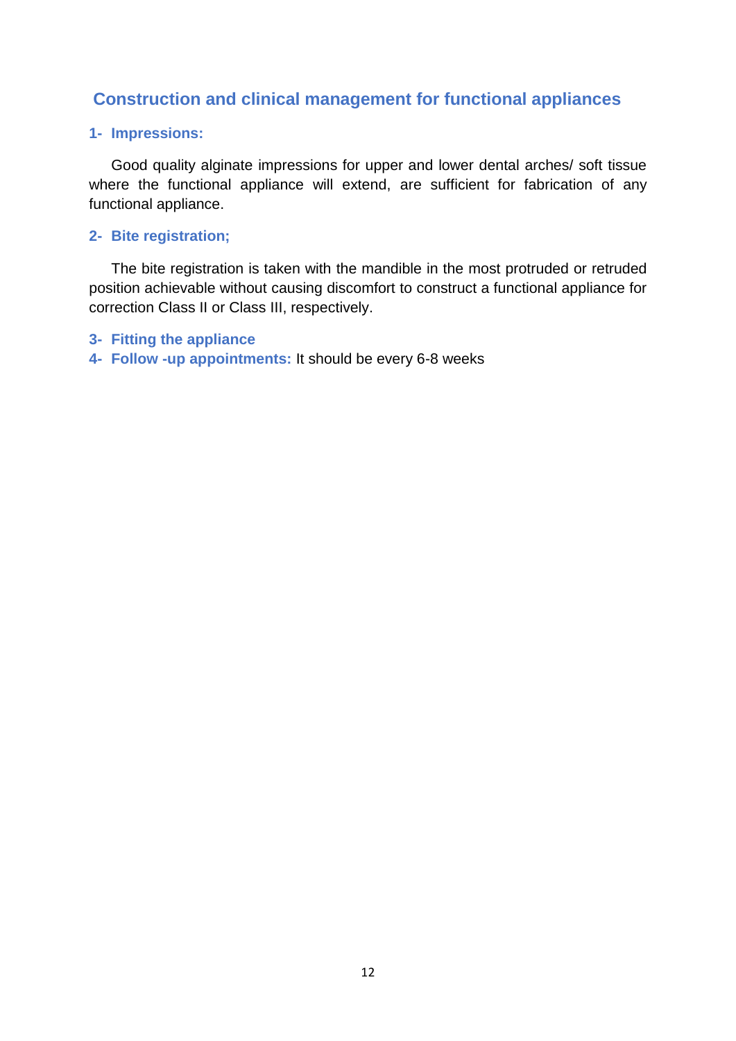## Construction and clinical management for functional appliances

### 1- Impressions:

Good quality alginate impressions for upper and lower dental arches/ soft tissue where the functional appliance will extend, are sufficient for fabrication of any functional appliance.

### 2- Bite registration;

The bite registration is taken with the mandible in the most protruded or retruded position achievable without causing discomfort to construct a functional appliance for correction Class II or Class III, respectively.

### 3- Fitting the appliance

### 4- Follow -up appointments: It should be every 6-8 weeks